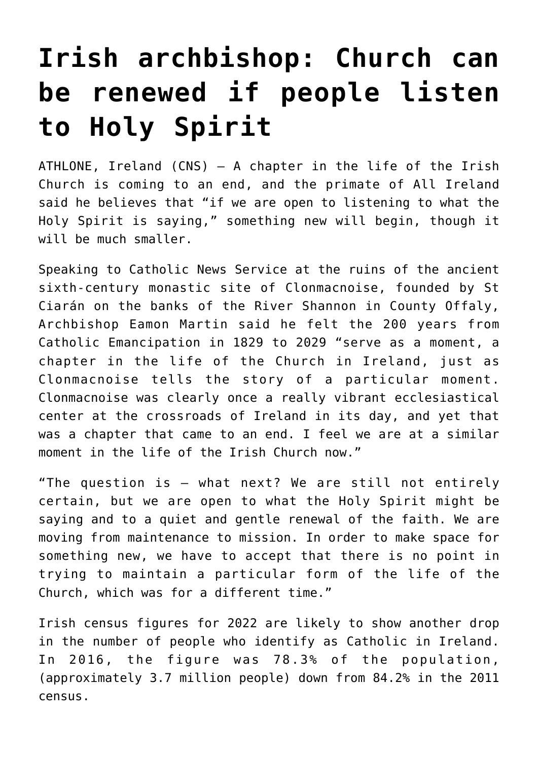# Irish archbishop: Church can be renewed if people listen to Holy Spirit

ATHLONE, Ireland (CNS) — A chapter in the life of the Irish Church is coming to an end, and the primate of All Ireland said he believes that "if we are open to listening to what the Holy Spirit is saying," something new will begin, though it will be much smaller.

Speaking to Catholic News Service at the ruins of the ancient sixth-century monastic site of Clonmacnoise, founded by St Ciarán on the banks of the River Shannon in County Offaly, Archbishop Eamon Martin said he felt the 200 years from Catholic Emancipation in 1829 to 2029 "serve as a moment, a chapter in the life of the Church in Ireland, just as Clonmacnoise tells the story of a particular moment. Clonmacnoise was clearly once a really vibrant ecclesiastical center at the crossroads of Ireland in its day, and yet that was a chapter that came to an end. I feel we are at a similar moment in the life of the Irish Church now."

"The question is — what next? We are still not entirely certain, but we are open to what the Holy Spirit might be saying and to a quiet and gentle renewal of the faith. We are moving from maintenance to mission. In order to make space for something new, we have to accept that there is no point in trying to maintain a particular form of the life of the Church, which was for a different time."

Irish census figures for 2022 are likely to show another drop in the number of people who identify as Catholic in Ireland. In 2016, the figure was 78.3% of the population, (approximately 3.7 million people) down from 84.2% in the 2011 census.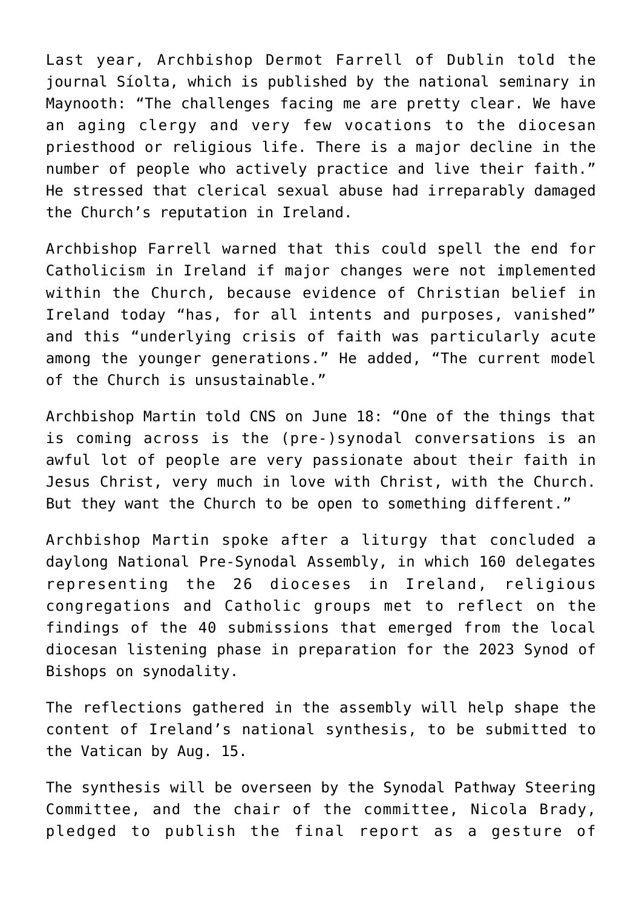Last year, Archbishop Dermot Farrell of Dublin told the journal Síolta, which is published by the national seminary in Maynooth: "The challenges facing me are pretty clear. We have an aging clergy and very few vocations to the diocesan priesthood or religious life. There is a major decline in the number of people who actively practice and live their faith." He stressed that clerical sexual abuse had irreparably damaged the Church's reputation in Ireland.

Archbishop Farrell warned that this could spell the end for Catholicism in Ireland if major changes were not implemented within the Church, because evidence of Christian belief in Ireland today "has, for all intents and purposes, vanished" and this "underlying crisis of faith was particularly acute among the younger generations." He added, "The current model of the Church is unsustainable."

Archbishop Martin told CNS on June 18: "One of the things that is coming across is the (pre-)synodal conversations is an awful lot of people are very passionate about their faith in Jesus Christ, very much in love with Christ, with the Church. But they want the Church to be open to something different."

Archbishop Martin spoke after a liturgy that concluded a daylong National Pre-Synodal Assembly, in which 160 delegates representing the 26 dioceses in Ireland, religious congregations and Catholic groups met to reflect on the findings of the 40 submissions that emerged from the local diocesan listening phase in preparation for the 2023 Synod of Bishops on synodality.

The reflections gathered in the assembly will help shape the content of Ireland's national synthesis, to be submitted to the Vatican by Aug. 15.

The synthesis will be overseen by the Synodal Pathway Steering Committee, and the chair of the committee, Nicola Brady, pledged to publish the final report as a gesture of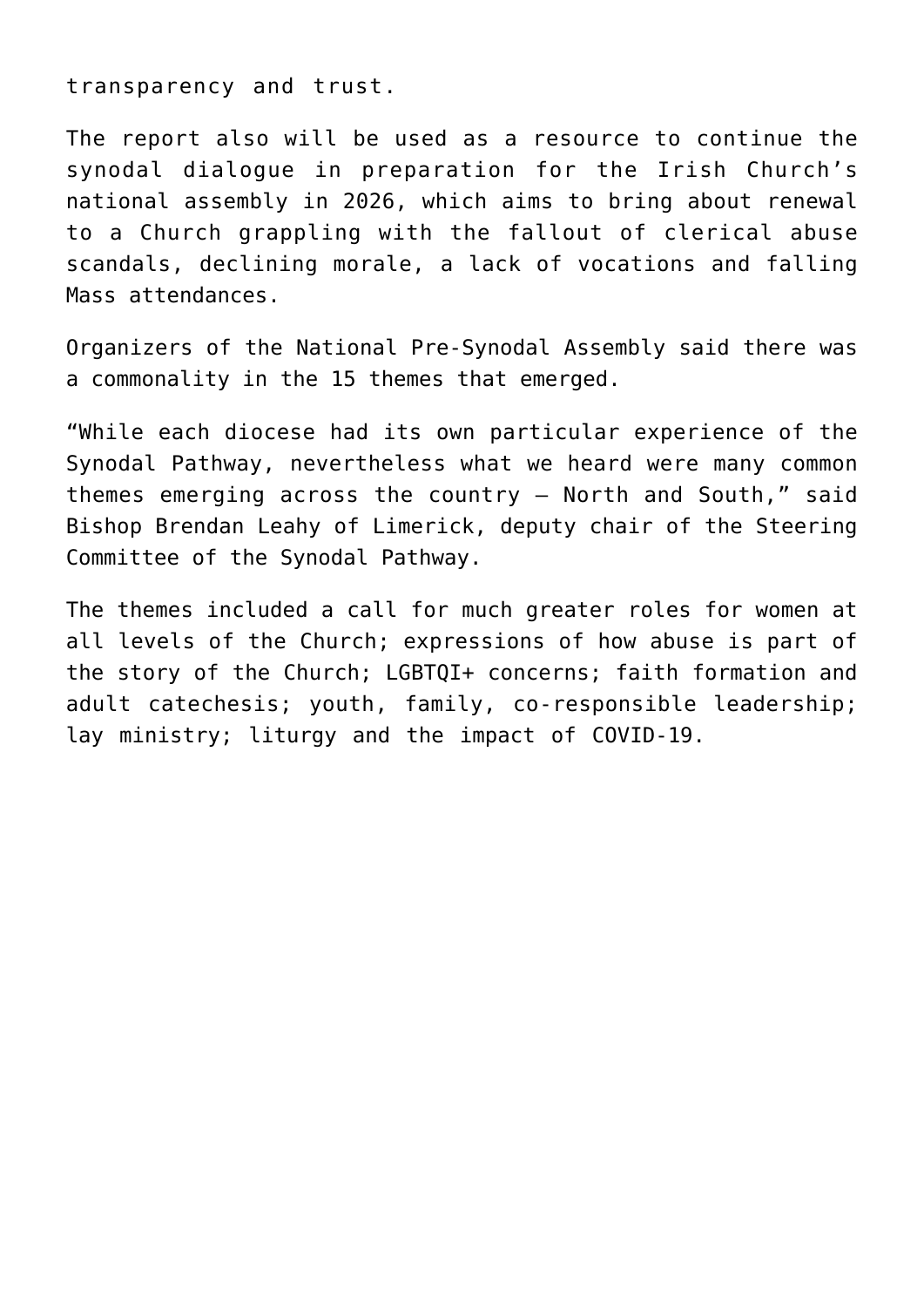transparency and trust.

The report also will be used as a resource to continue the synodal dialogue in preparation for the Irish Church's national assembly in 2026, which aims to bring about renewal to a Church grappling with the fallout of clerical abuse scandals, declining morale, a lack of vocations and falling Mass attendances.

Organizers of the National Pre-Synodal Assembly said there was a commonality in the 15 themes that emerged.

"While each diocese had its own particular experience of the Synodal Pathway, nevertheless what we heard were many common themes emerging across the country – North and South," said Bishop Brendan Leahy of Limerick, deputy chair of the Steering Committee of the Synodal Pathway.

The themes included a call for much greater roles for women at all levels of the Church; expressions of how abuse is part of the story of the Church; LGBTQI+ concerns; faith formation and adult catechesis; youth, family, co-responsible leadership; lay ministry; liturgy and the impact of COVID-19.